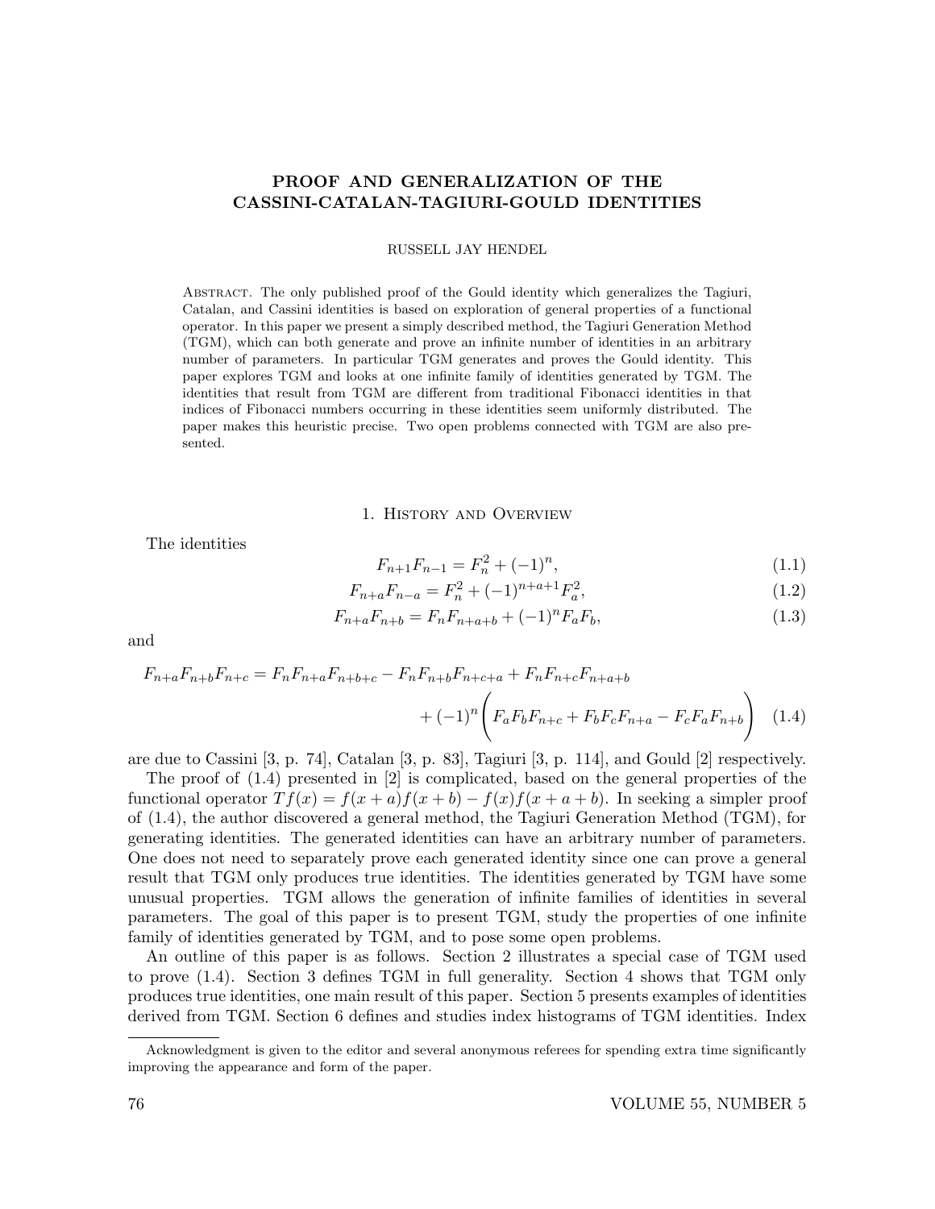# PROOF AND GENERALIZATION OF THE CASSINI-CATALAN-TAGIURI-GOULD IDENTITIES

RUSSELL JAY HENDEL

Abstract. The only published proof of the Gould identity which generalizes the Tagiuri, Catalan, and Cassini identities is based on exploration of general properties of a functional operator. In this paper we present a simply described method, the Tagiuri Generation Method (TGM), which can both generate and prove an infinite number of identities in an arbitrary number of parameters. In particular TGM generates and proves the Gould identity. This paper explores TGM and looks at one infinite family of identities generated by TGM. The identities that result from TGM are different from traditional Fibonacci identities in that indices of Fibonacci numbers occurring in these identities seem uniformly distributed. The paper makes this heuristic precise. Two open problems connected with TGM are also presented.

## 1. History and Overview

The identities

$$F_{n+1}F_{n-1} = F_n^2 + (-1)^n, \tag{1.1}$$

$$F_{n+a}F_{n-a} = F_n^2 + (-1)^{n+a+1}F_a^2, \tag{1.2}$$

$$F_{n+a}F_{n+b} = F_nF_{n+a+b} + (-1)^nF_aF_b, \tag{1.3}$$

and

$$F_{n+a}F_{n+b}F_{n+c} = F_nF_{n+a}F_{n+b+c} - F_nF_{n+b}F_{n+c+a} + F_nF_{n+c}F_{n+a+b} + (-1)^n\Big(F_aF_bF_{n+c} + F_bF_cF_{n+a} - F_cF_aF_{n+b}\Big) \tag{1.4}$$

are due to Cassini [3, p. 74], Catalan [3, p. 83], Tagiuri [3, p. 114], and Gould [2] respectively.

The proof of (1.4) presented in [2] is complicated, based on the general properties of the functional operator $Tf(x) = f(x+a)f(x+b) - f(x)f(x+a+b)$. In seeking a simpler proof of (1.4), the author discovered a general method, the Tagiuri Generation Method (TGM), for generating identities. The generated identities can have an arbitrary number of parameters. One does not need to separately prove each generated identity since one can prove a general result that TGM only produces true identities. The identities generated by TGM have some unusual properties. TGM allows the generation of infinite families of identities in several parameters. The goal of this paper is to present TGM, study the properties of one infinite family of identities generated by TGM, and to pose some open problems.

An outline of this paper is as follows. Section 2 illustrates a special case of TGM used to prove (1.4). Section 3 defines TGM in full generality. Section 4 shows that TGM only produces true identities, one main result of this paper. Section 5 presents examples of identities derived from TGM. Section 6 defines and studies index histograms of TGM identities. Index

Acknowledgment is given to the editor and several anonymous referees for spending extra time significantly improving the appearance and form of the paper.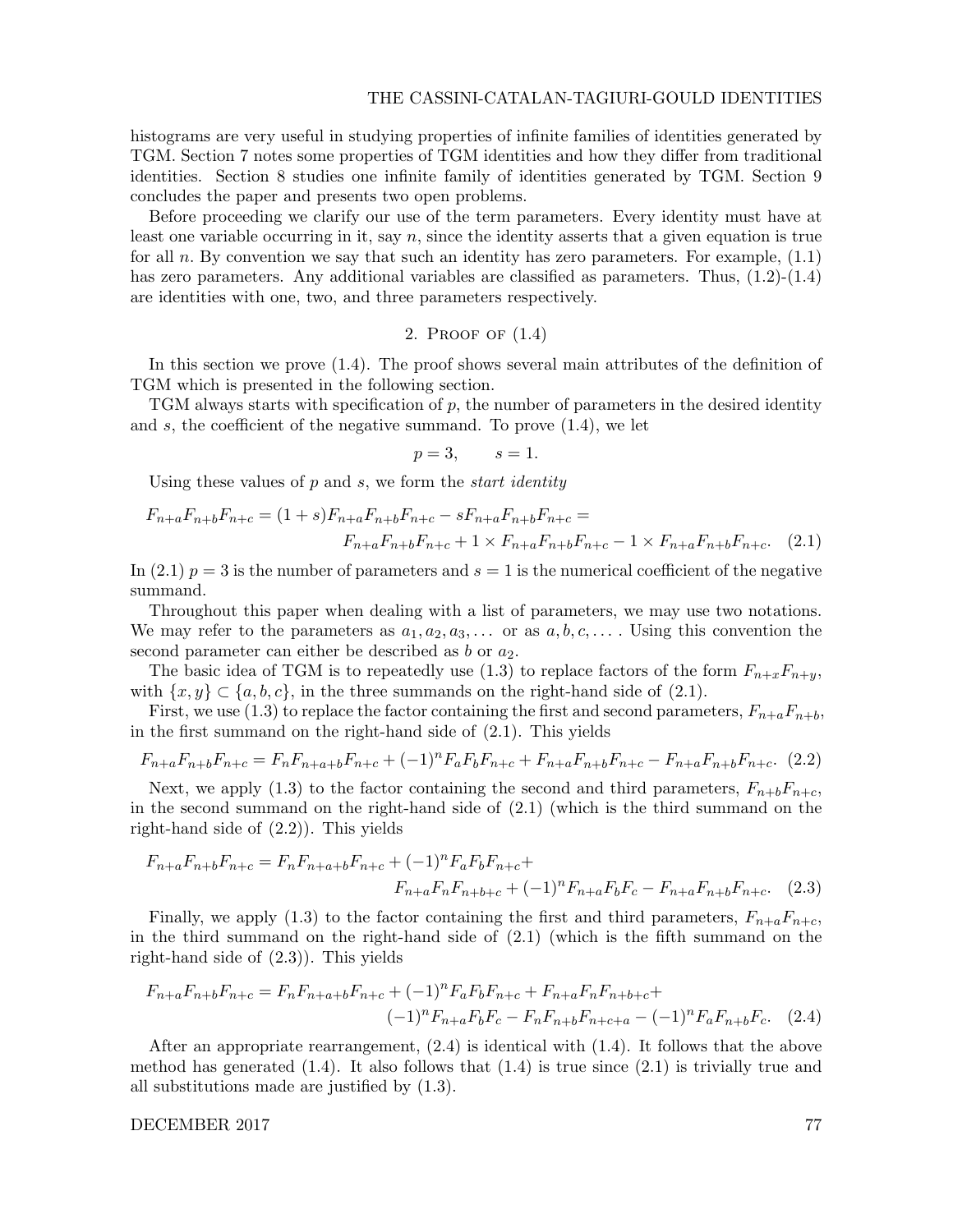histograms are very useful in studying properties of infinite families of identities generated by TGM. Section 7 notes some properties of TGM identities and how they differ from traditional identities. Section 8 studies one infinite family of identities generated by TGM. Section 9 concludes the paper and presents two open problems.

Before proceeding we clarify our use of the term parameters. Every identity must have at least one variable occurring in it, say $n$, since the identity asserts that a given equation is true for all $n$. By convention we say that such an identity has zero parameters. For example, (1.1) has zero parameters. Any additional variables are classified as parameters. Thus, (1.2)-(1.4) are identities with one, two, and three parameters respectively.

## 2. Proof of (1.4)

In this section we prove (1.4). The proof shows several main attributes of the definition of TGM which is presented in the following section.

TGM always starts with specification of $p$, the number of parameters in the desired identity and $s$, the coefficient of the negative summand. To prove (1.4), we let

$$p = 3, \qquad s = 1.$$

Using these values of $p$ and $s$, we form the *start identity*

$$F_{n+a}F_{n+b}F_{n+c} = (1+s)F_{n+a}F_{n+b}F_{n+c} - sF_{n+a}F_{n+b}F_{n+c} = \\ F_{n+a}F_{n+b}F_{n+c} + 1 \times F_{n+a}F_{n+b}F_{n+c} - 1 \times F_{n+a}F_{n+b}F_{n+c}. \quad (2.1)$$

In (2.1) $p = 3$ is the number of parameters and $s = 1$ is the numerical coefficient of the negative summand.

Throughout this paper when dealing with a list of parameters, we may use two notations. We may refer to the parameters as $a_1, a_2, a_3, \ldots$ or as $a, b, c, \ldots$. Using this convention the second parameter can either be described as $b$ or $a_2$.

The basic idea of TGM is to repeatedly use (1.3) to replace factors of the form $F_{n+x}F_{n+y}$, with $\{x, y\} \subset \{a, b, c\}$, in the three summands on the right-hand side of (2.1).

First, we use (1.3) to replace the factor containing the first and second parameters, $F_{n+a}F_{n+b}$, in the first summand on the right-hand side of (2.1). This yields

$$F_{n+a}F_{n+b}F_{n+c} = F_nF_{n+a+b}F_{n+c} + (-1)^nF_aF_bF_{n+c} + F_{n+a}F_{n+b}F_{n+c} - F_{n+a}F_{n+b}F_{n+c}. \quad (2.2)$$

Next, we apply (1.3) to the factor containing the second and third parameters, $F_{n+b}F_{n+c}$, in the second summand on the right-hand side of (2.1) (which is the third summand on the right-hand side of (2.2)). This yields

$$F_{n+a}F_{n+b}F_{n+c} = F_nF_{n+a+b}F_{n+c} + (-1)^nF_aF_bF_{n+c} + \\ F_{n+a}F_nF_{n+b+c} + (-1)^nF_{n+a}F_bF_c - F_{n+a}F_{n+b}F_{n+c}. \quad (2.3)$$

Finally, we apply (1.3) to the factor containing the first and third parameters, $F_{n+a}F_{n+c}$, in the third summand on the right-hand side of (2.1) (which is the fifth summand on the right-hand side of (2.3)). This yields

$$F_{n+a}F_{n+b}F_{n+c} = F_nF_{n+a+b}F_{n+c} + (-1)^nF_aF_bF_{n+c} + F_{n+a}F_nF_{n+b+c} + \\ (-1)^nF_{n+a}F_bF_c - F_nF_{n+b}F_{n+c+a} - (-1)^nF_aF_{n+b}F_c. \quad (2.4)$$

After an appropriate rearrangement, (2.4) is identical with (1.4). It follows that the above method has generated (1.4). It also follows that (1.4) is true since (2.1) is trivially true and all substitutions made are justified by (1.3).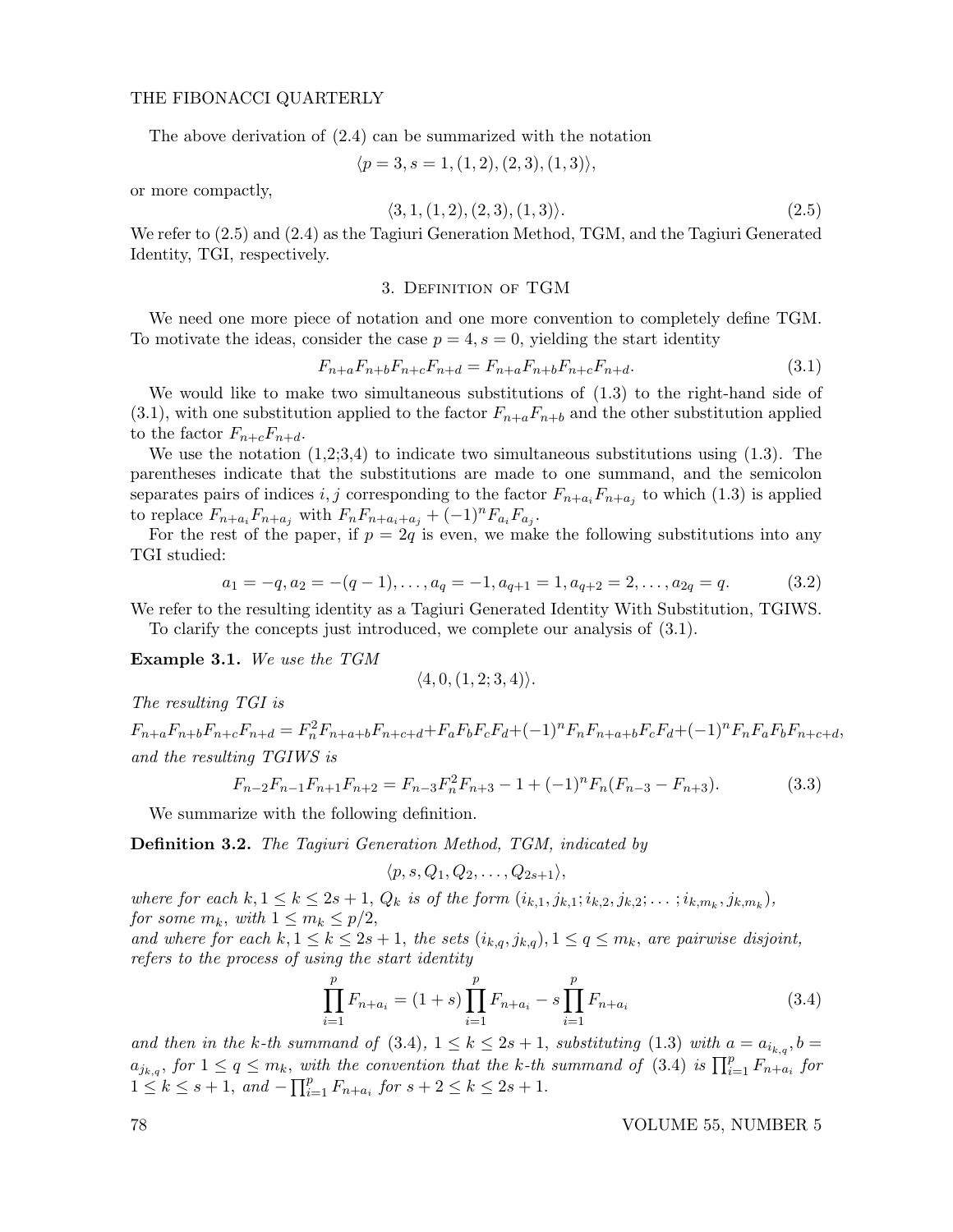The above derivation of (2.4) can be summarized with the notation

$$\langle p = 3, s = 1, (1, 2), (2, 3), (1, 3)\rangle,$$

or more compactly,

$$\langle 3, 1, (1, 2), (2, 3), (1, 3)\rangle. \tag{2.5}$$

We refer to (2.5) and (2.4) as the Tagiuri Generation Method, TGM, and the Tagiuri Generated Identity, TGI, respectively.

## 3. Definition of TGM

We need one more piece of notation and one more convention to completely define TGM. To motivate the ideas, consider the case $p = 4, s = 0$, yielding the start identity

$$F_{n+a}F_{n+b}F_{n+c}F_{n+d} = F_{n+a}F_{n+b}F_{n+c}F_{n+d}. \tag{3.1}$$

We would like to make two simultaneous substitutions of (1.3) to the right-hand side of (3.1), with one substitution applied to the factor $F_{n+a}F_{n+b}$ and the other substitution applied to the factor $F_{n+c}F_{n+d}$.

We use the notation (1,2;3,4) to indicate two simultaneous substitutions using (1.3). The parentheses indicate that the substitutions are made to one summand, and the semicolon separates pairs of indices $i, j$ corresponding to the factor $F_{n+a_i}F_{n+a_j}$ to which (1.3) is applied to replace $F_{n+a_i}F_{n+a_j}$ with $F_nF_{n+a_i+a_j} + (-1)^nF_{a_i}F_{a_j}$.

For the rest of the paper, if $p = 2q$ is even, we make the following substitutions into any TGI studied:

$$a_1 = -q, a_2 = -(q-1), \ldots, a_q = -1, a_{q+1} = 1, a_{q+2} = 2, \ldots, a_{2q} = q. \tag{3.2}$$

We refer to the resulting identity as a Tagiuri Generated Identity With Substitution, TGIWS.

To clarify the concepts just introduced, we complete our analysis of (3.1).

**Example 3.1.** *We use the TGM*

$$\langle 4, 0, (1, 2; 3, 4)\rangle.$$

*The resulting TGI is*

$$F_{n+a}F_{n+b}F_{n+c}F_{n+d} = F_n^2F_{n+a+b}F_{n+c+d} + F_aF_bF_cF_d + (-1)^nF_nF_{n+a+b}F_cF_d + (-1)^nF_nF_aF_bF_{n+c+d},$$

*and the resulting TGIWS is*

$$F_{n-2}F_{n-1}F_{n+1}F_{n+2} = F_{n-3}F_n^2F_{n+3} - 1 + (-1)^nF_n(F_{n-3} - F_{n+3}). \tag{3.3}$$

We summarize with the following definition.

**Definition 3.2.** *The Tagiuri Generation Method, TGM, indicated by*

$$\langle p, s, Q_1, Q_2, \ldots, Q_{2s+1}\rangle,$$

*where for each $k, 1 \leq k \leq 2s+1$, $Q_k$ is of the form $(i_{k,1}, j_{k,1}; i_{k,2}, j_{k,2}; \ldots ; i_{k,m_k}, j_{k,m_k})$, for some $m_k$, with $1 \leq m_k \leq p/2$,*
*and where for each $k, 1 \leq k \leq 2s+1$, the sets $(i_{k,q}, j_{k,q}), 1 \leq q \leq m_k$, are pairwise disjoint, refers to the process of using the start identity*

$$\prod_{i=1}^{p} F_{n+a_i} = (1+s)\prod_{i=1}^{p} F_{n+a_i} - s\prod_{i=1}^{p} F_{n+a_i} \tag{3.4}$$

*and then in the $k$-th summand of (3.4), $1 \leq k \leq 2s+1$, substituting (1.3) with $a = a_{i_{k,q}}, b = a_{j_{k,q}}$, for $1 \leq q \leq m_k$, with the convention that the $k$-th summand of (3.4) is $\prod_{i=1}^{p} F_{n+a_i}$ for $1 \leq k \leq s+1$, and $-\prod_{i=1}^{p} F_{n+a_i}$ for $s+2 \leq k \leq 2s+1$.*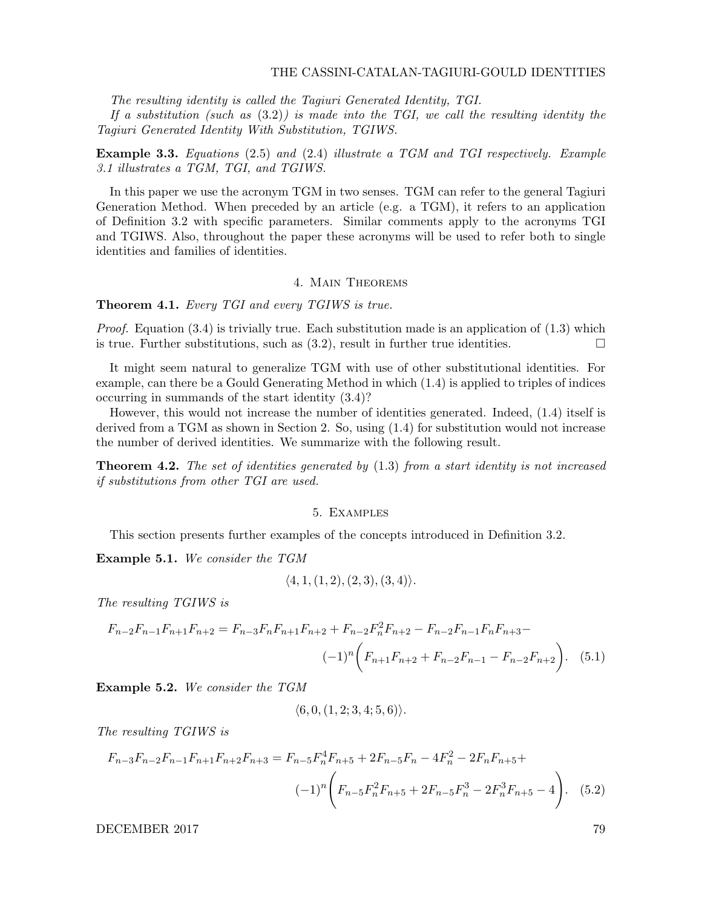*The resulting identity is called the Tagiuri Generated Identity, TGI.*

*If a substitution (such as (3.2)) is made into the TGI, we call the resulting identity the Tagiuri Generated Identity With Substitution, TGIWS.*

**Example 3.3.** *Equations (2.5) and (2.4) illustrate a TGM and TGI respectively. Example 3.1 illustrates a TGM, TGI, and TGIWS.*

In this paper we use the acronym TGM in two senses. TGM can refer to the general Tagiuri Generation Method. When preceded by an article (e.g. a TGM), it refers to an application of Definition 3.2 with specific parameters. Similar comments apply to the acronyms TGI and TGIWS. Also, throughout the paper these acronyms will be used to refer both to single identities and families of identities.

## 4. Main Theorems

**Theorem 4.1.** *Every TGI and every TGIWS is true.*

*Proof.* Equation (3.4) is trivially true. Each substitution made is an application of (1.3) which is true. Further substitutions, such as (3.2), result in further true identities. □

It might seem natural to generalize TGM with use of other substitutional identities. For example, can there be a Gould Generating Method in which (1.4) is applied to triples of indices occurring in summands of the start identity (3.4)?

However, this would not increase the number of identities generated. Indeed, (1.4) itself is derived from a TGM as shown in Section 2. So, using (1.4) for substitution would not increase the number of derived identities. We summarize with the following result.

**Theorem 4.2.** *The set of identities generated by (1.3) from a start identity is not increased if substitutions from other TGI are used.*

## 5. Examples

This section presents further examples of the concepts introduced in Definition 3.2.

**Example 5.1.** *We consider the TGM*

$$\langle 4, 1, (1,2), (2,3), (3,4) \rangle.$$

*The resulting TGIWS is*

$$F_{n-2}F_{n-1}F_{n+1}F_{n+2} = F_{n-3}F_nF_{n+1}F_{n+2} + F_{n-2}F_n^2F_{n+2} - F_{n-2}F_{n-1}F_nF_{n+3} - (-1)^n\bigg(F_{n+1}F_{n+2} + F_{n-2}F_{n-1} - F_{n-2}F_{n+2}\bigg). \quad (5.1)$$

**Example 5.2.** *We consider the TGM*

$$\langle 6, 0, (1,2;3,4;5,6) \rangle.$$

*The resulting TGIWS is*

$$F_{n-3}F_{n-2}F_{n-1}F_{n+1}F_{n+2}F_{n+3} = F_{n-5}F_n^4F_{n+5} + 2F_{n-5}F_n - 4F_n^2 - 2F_nF_{n+5} + (-1)^n\bigg(F_{n-5}F_n^2F_{n+5} + 2F_{n-5}F_n^3 - 2F_n^3F_{n+5} - 4\bigg). \quad (5.2)$$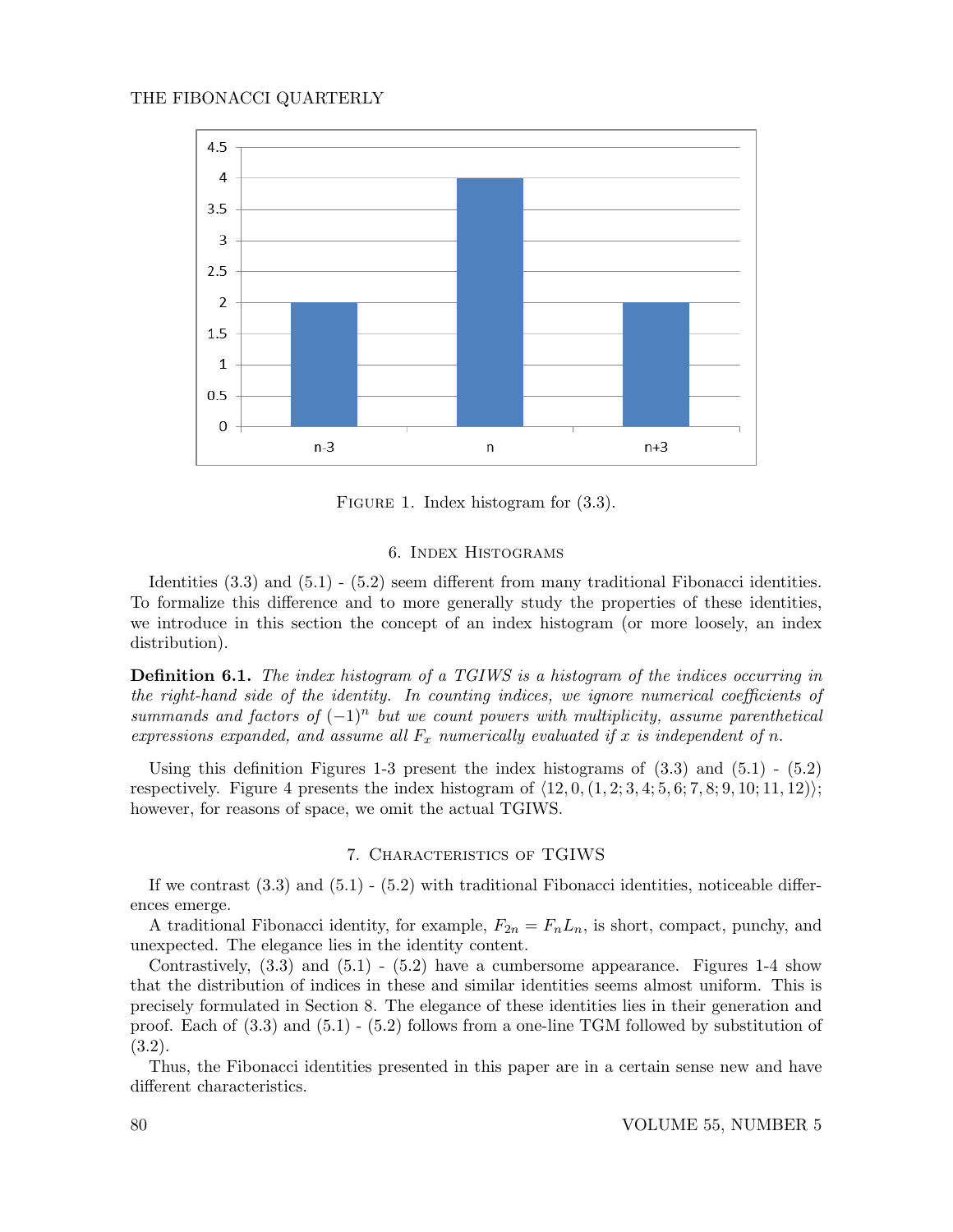Figure 1. Index histogram for (3.3).

## 6. Index Histograms

Identities (3.3) and (5.1) - (5.2) seem different from many traditional Fibonacci identities. To formalize this difference and to more generally study the properties of these identities, we introduce in this section the concept of an index histogram (or more loosely, an index distribution).

**Definition 6.1.** *The index histogram of a TGIWS is a histogram of the indices occurring in the right-hand side of the identity. In counting indices, we ignore numerical coefficients of summands and factors of $(-1)^n$ but we count powers with multiplicity, assume parenthetical expressions expanded, and assume all $F_x$ numerically evaluated if $x$ is independent of $n$.*

Using this definition Figures 1-3 present the index histograms of (3.3) and (5.1) - (5.2) respectively. Figure 4 presents the index histogram of $\langle 12, 0, (1, 2; 3, 4; 5, 6; 7, 8; 9, 10; 11, 12) \rangle$; however, for reasons of space, we omit the actual TGIWS.

## 7. Characteristics of TGIWS

If we contrast (3.3) and (5.1) - (5.2) with traditional Fibonacci identities, noticeable differences emerge.

A traditional Fibonacci identity, for example, $F_{2n} = F_n L_n$, is short, compact, punchy, and unexpected. The elegance lies in the identity content.

Contrastively, (3.3) and (5.1) - (5.2) have a cumbersome appearance. Figures 1-4 show that the distribution of indices in these and similar identities seems almost uniform. This is precisely formulated in Section 8. The elegance of these identities lies in their generation and proof. Each of (3.3) and (5.1) - (5.2) follows from a one-line TGM followed by substitution of (3.2).

Thus, the Fibonacci identities presented in this paper are in a certain sense new and have different characteristics.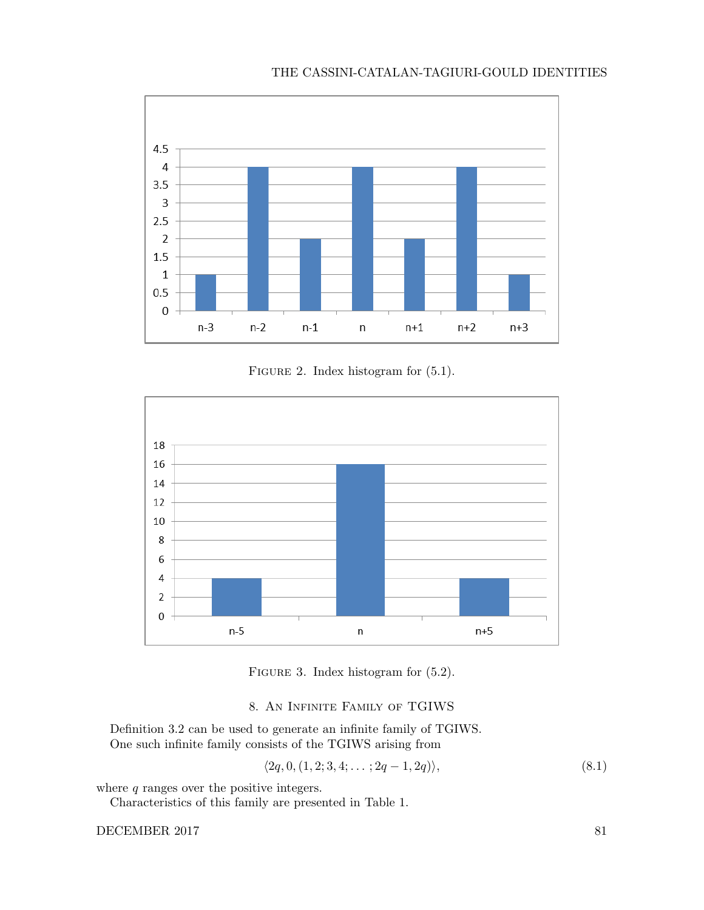Figure 2. Index histogram for (5.1).

Figure 3. Index histogram for (5.2).

## 8. An Infinite Family of TGIWS

Definition 3.2 can be used to generate an infinite family of TGIWS.

One such infinite family consists of the TGIWS arising from

$$\langle 2q, 0, (1, 2; 3, 4; \ldots; 2q-1, 2q)\rangle, \tag{8.1}$$

where $q$ ranges over the positive integers.

Characteristics of this family are presented in Table 1.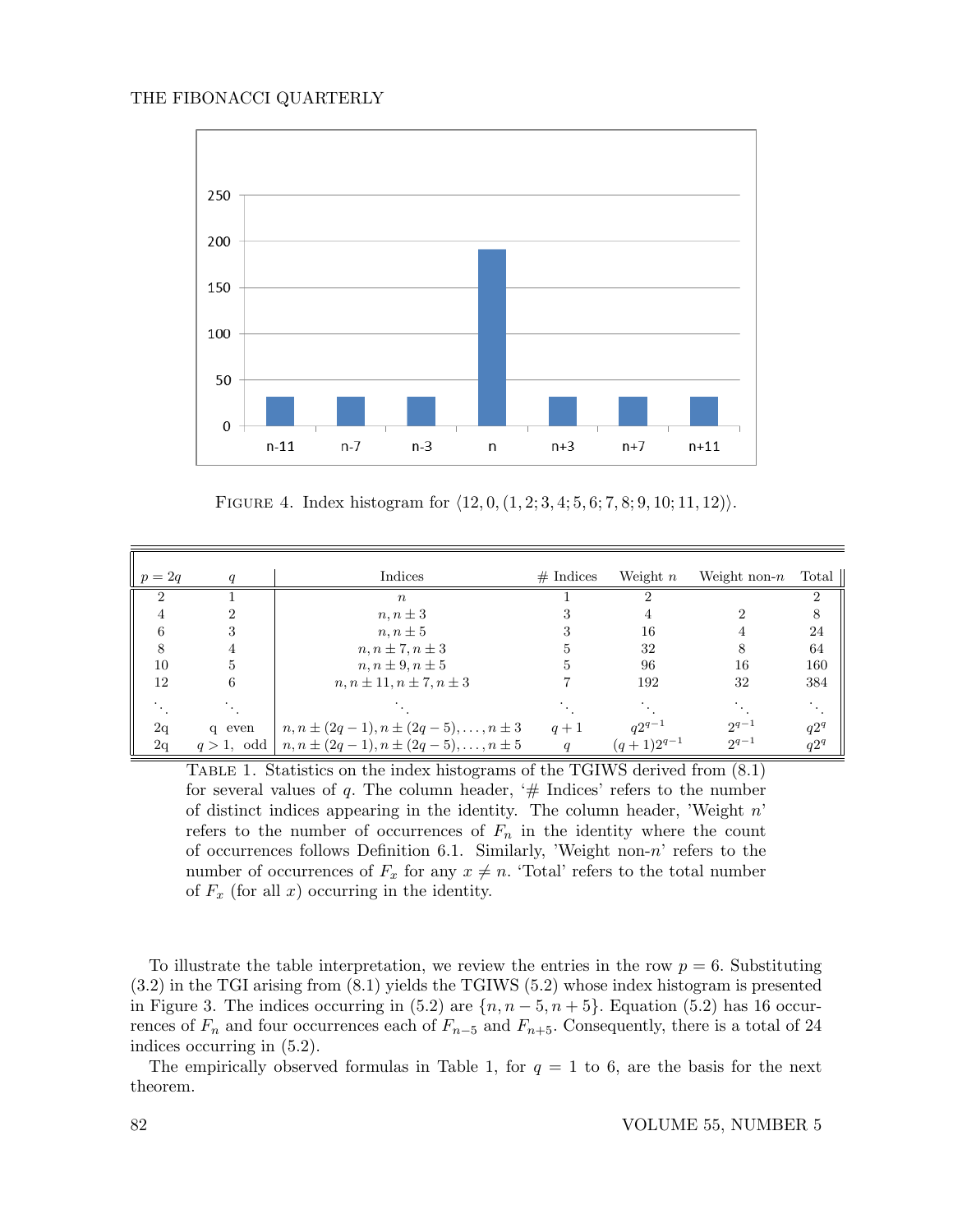FIGURE 4. Index histogram for $\langle 12, 0, (1, 2; 3, 4; 5, 6; 7, 8; 9, 10; 11, 12)\rangle$.

| $p = 2q$ | $q$ | Indices | # Indices | Weight $n$ | Weight non-$n$ | Total |
|---|---|---|---|---|---|---|
| 2 | 1 | $n$ | 1 | 2 | | 2 |
| 4 | 2 | $n, n \pm 3$ | 3 | 4 | 2 | 8 |
| 6 | 3 | $n, n \pm 5$ | 3 | 16 | 4 | 24 |
| 8 | 4 | $n, n \pm 7, n \pm 3$ | 5 | 32 | 8 | 64 |
| 10 | 5 | $n, n \pm 9, n \pm 5$ | 5 | 96 | 16 | 160 |
| 12 | 6 | $n, n \pm 11, n \pm 7, n \pm 3$ | 7 | 192 | 32 | 384 |
| $\ddots$ | $\ddots$ | $\ddots$ | $\ddots$ | $\ddots$ | $\ddots$ | $\ddots$ |
| 2q | q even | $n, n \pm (2q-1), n \pm (2q-5), \ldots, n \pm 3$ | $q+1$ | $q2^{q-1}$ | $2^{q-1}$ | $q2^q$ |
| 2q | $q > 1$, odd | $n, n \pm (2q-1), n \pm (2q-5), \ldots, n \pm 5$ | $q$ | $(q+1)2^{q-1}$ | $2^{q-1}$ | $q2^q$ |

TABLE 1. Statistics on the index histograms of the TGIWS derived from (8.1) for several values of $q$. The column header, '# Indices' refers to the number of distinct indices appearing in the identity. The column header, 'Weight $n$' refers to the number of occurrences of $F_n$ in the identity where the count of occurrences follows Definition 6.1. Similarly, 'Weight non-$n$' refers to the number of occurrences of $F_x$ for any $x \neq n$. 'Total' refers to the total number of $F_x$ (for all $x$) occurring in the identity.

To illustrate the table interpretation, we review the entries in the row $p = 6$. Substituting (3.2) in the TGI arising from (8.1) yields the TGIWS (5.2) whose index histogram is presented in Figure 3. The indices occurring in (5.2) are $\{n, n-5, n+5\}$. Equation (5.2) has 16 occurrences of $F_n$ and four occurrences each of $F_{n-5}$ and $F_{n+5}$. Consequently, there is a total of 24 indices occurring in (5.2).

The empirically observed formulas in Table 1, for $q = 1$ to 6, are the basis for the next theorem.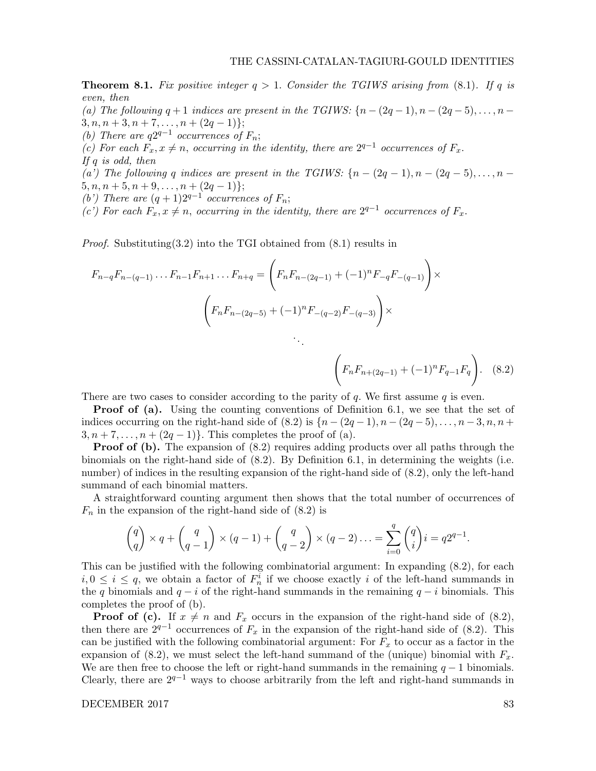**Theorem 8.1.** *Fix positive integer $q > 1$. Consider the TGIWS arising from (8.1). If $q$ is even, then*

*(a) The following $q+1$ indices are present in the TGIWS: $\{n-(2q-1), n-(2q-5), \dots, n-3, n, n+3, n+7, \dots, n+(2q-1)\}$;*

*(b) There are $q2^{q-1}$ occurrences of $F_n$;*

*(c) For each $F_x, x \neq n$, occurring in the identity, there are $2^{q-1}$ occurrences of $F_x$.*

*If $q$ is odd, then*

*(a') The following $q$ indices are present in the TGIWS: $\{n-(2q-1), n-(2q-5), \dots, n-5, n, n+5, n+9, \dots, n+(2q-1)\}$;*

*(b') There are $(q+1)2^{q-1}$ occurrences of $F_n$;*

*(c') For each $F_x, x \neq n$, occurring in the identity, there are $2^{q-1}$ occurrences of $F_x$.*

*Proof.* Substituting(3.2) into the TGI obtained from (8.1) results in

$$
\begin{aligned}
F_{n-q}F_{n-(q-1)}\dots F_{n-1}F_{n+1}\dots F_{n+q} = &\left(F_nF_{n-(2q-1)} + (-1)^n F_{-q}F_{-(q-1)}\right)\times \\
&\left(F_nF_{n-(2q-5)} + (-1)^n F_{-(q-2)}F_{-(q-3)}\right)\times \\
&\qquad \ddots \\
&\qquad\qquad \left(F_nF_{n+(2q-1)} + (-1)^n F_{q-1}F_q\right). \quad (8.2)
\end{aligned}
$$

There are two cases to consider according to the parity of $q$. We first assume $q$ is even.

**Proof of (a).** Using the counting conventions of Definition 6.1, we see that the set of indices occurring on the right-hand side of (8.2) is $\{n-(2q-1), n-(2q-5), \dots, n-3, n, n+3, n+7, \dots, n+(2q-1)\}$. This completes the proof of (a).

**Proof of (b).** The expansion of (8.2) requires adding products over all paths through the binomials on the right-hand side of (8.2). By Definition 6.1, in determining the weights (i.e. number) of indices in the resulting expansion of the right-hand side of (8.2), only the left-hand summand of each binomial matters.

A straightforward counting argument then shows that the total number of occurrences of $F_n$ in the expansion of the right-hand side of (8.2) is

$$
\binom{q}{q}\times q + \binom{q}{q-1}\times(q-1) + \binom{q}{q-2}\times(q-2)\dots = \sum_{i=0}^{q}\binom{q}{i} i = q2^{q-1}.
$$

This can be justified with the following combinatorial argument: In expanding (8.2), for each $i, 0 \leq i \leq q$, we obtain a factor of $F_n^i$ if we choose exactly $i$ of the left-hand summands in the $q$ binomials and $q-i$ of the right-hand summands in the remaining $q-i$ binomials. This completes the proof of (b).

**Proof of (c).** If $x \neq n$ and $F_x$ occurs in the expansion of the right-hand side of (8.2), then there are $2^{q-1}$ occurrences of $F_x$ in the expansion of the right-hand side of (8.2). This can be justified with the following combinatorial argument: For $F_x$ to occur as a factor in the expansion of (8.2), we must select the left-hand summand of the (unique) binomial with $F_x$. We are then free to choose the left or right-hand summands in the remaining $q-1$ binomials. Clearly, there are $2^{q-1}$ ways to choose arbitrarily from the left and right-hand summands in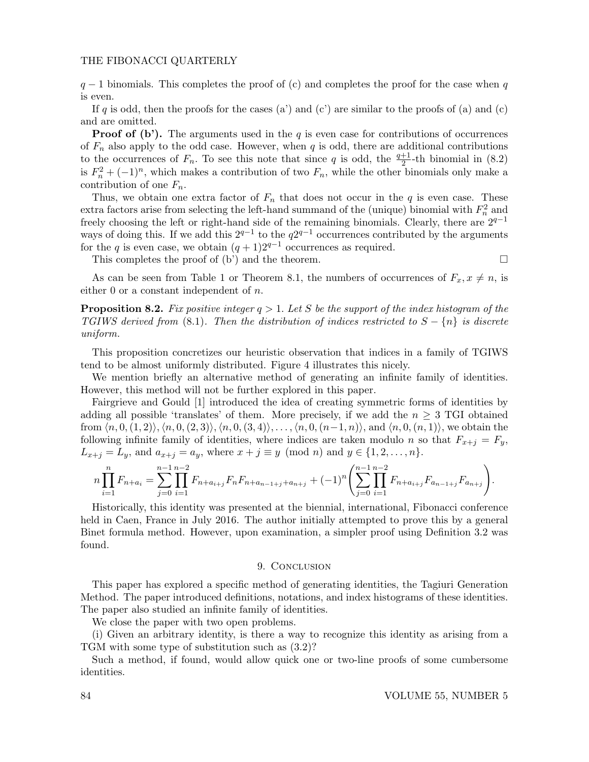$q-1$ binomials. This completes the proof of (c) and completes the proof for the case when $q$ is even.

If $q$ is odd, then the proofs for the cases (a') and (c') are similar to the proofs of (a) and (c) and are omitted.

**Proof of (b').** The arguments used in the $q$ is even case for contributions of occurrences of $F_n$ also apply to the odd case. However, when $q$ is odd, there are additional contributions to the occurrences of $F_n$. To see this note that since $q$ is odd, the $\frac{q+1}{2}$-th binomial in (8.2) is $F_n^2 + (-1)^n$, which makes a contribution of two $F_n$, while the other binomials only make a contribution of one $F_n$.

Thus, we obtain one extra factor of $F_n$ that does not occur in the $q$ is even case. These extra factors arise from selecting the left-hand summand of the (unique) binomial with $F_n^2$ and freely choosing the left or right-hand side of the remaining binomials. Clearly, there are $2^{q-1}$ ways of doing this. If we add this $2^{q-1}$ to the $q2^{q-1}$ occurrences contributed by the arguments for the $q$ is even case, we obtain $(q+1)2^{q-1}$ occurrences as required.

This completes the proof of (b') and the theorem. □

As can be seen from Table 1 or Theorem 8.1, the numbers of occurrences of $F_x, x \neq n$, is either 0 or a constant independent of $n$.

**Proposition 8.2.** *Fix positive integer $q > 1$. Let $S$ be the support of the index histogram of the TGIWS derived from (8.1). Then the distribution of indices restricted to $S - \{n\}$ is discrete uniform.*

This proposition concretizes our heuristic observation that indices in a family of TGIWS tend to be almost uniformly distributed. Figure 4 illustrates this nicely.

We mention briefly an alternative method of generating an infinite family of identities. However, this method will not be further explored in this paper.

Fairgrieve and Gould [1] introduced the idea of creating symmetric forms of identities by adding all possible 'translates' of them. More precisely, if we add the $n \geq 3$ TGI obtained from $\langle n, 0, (1,2)\rangle, \langle n, 0, (2,3)\rangle, \langle n, 0, (3,4)\rangle, \ldots, \langle n, 0, (n-1, n)\rangle$, and $\langle n, 0, (n, 1)\rangle$, we obtain the following infinite family of identities, where indices are taken modulo $n$ so that $F_{x+j} = F_y$, $L_{x+j} = L_y$, and $a_{x+j} = a_y$, where $x + j \equiv y \pmod{n}$ and $y \in \{1, 2, \ldots, n\}$.

$$n \prod_{i=1}^{n} F_{n+a_i} = \sum_{j=0}^{n-1} \prod_{i=1}^{n-2} F_{n+a_{i+j}} F_n F_{n+a_{n-1+j}+a_{n+j}} + (-1)^n \left( \sum_{j=0}^{n-1} \prod_{i=1}^{n-2} F_{n+a_{i+j}} F_{a_{n-1+j}} F_{a_{n+j}} \right).$$

Historically, this identity was presented at the biennial, international, Fibonacci conference held in Caen, France in July 2016. The author initially attempted to prove this by a general Binet formula method. However, upon examination, a simpler proof using Definition 3.2 was found.

## 9. Conclusion

This paper has explored a specific method of generating identities, the Tagiuri Generation Method. The paper introduced definitions, notations, and index histograms of these identities. The paper also studied an infinite family of identities.

We close the paper with two open problems.

(i) Given an arbitrary identity, is there a way to recognize this identity as arising from a TGM with some type of substitution such as (3.2)?

Such a method, if found, would allow quick one or two-line proofs of some cumbersome identities.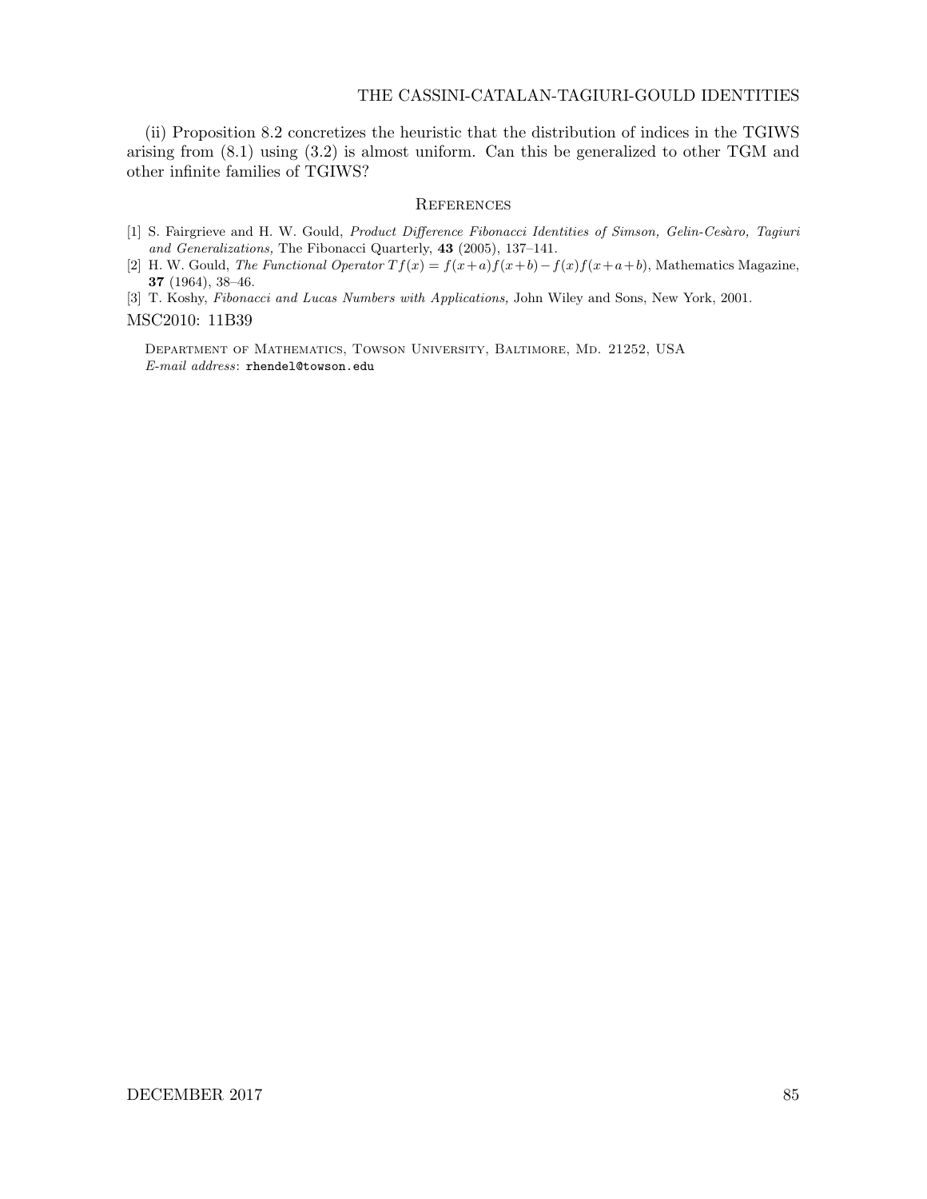(ii) Proposition 8.2 concretizes the heuristic that the distribution of indices in the TGIWS arising from (8.1) using (3.2) is almost uniform. Can this be generalized to other TGM and other infinite families of TGIWS?

## References

[1] S. Fairgrieve and H. W. Gould, *Product Difference Fibonacci Identities of Simson, Gelin-Cesàro, Tagiuri and Generalizations,* The Fibonacci Quarterly, **43** (2005), 137–141.

[2] H. W. Gould, *The Functional Operator* $Tf(x) = f(x+a)f(x+b) - f(x)f(x+a+b)$, Mathematics Magazine, **37** (1964), 38–46.

[3] T. Koshy, *Fibonacci and Lucas Numbers with Applications,* John Wiley and Sons, New York, 2001.

MSC2010: 11B39

Department of Mathematics, Towson University, Baltimore, Md. 21252, USA
*E-mail address*: rhendel@towson.edu